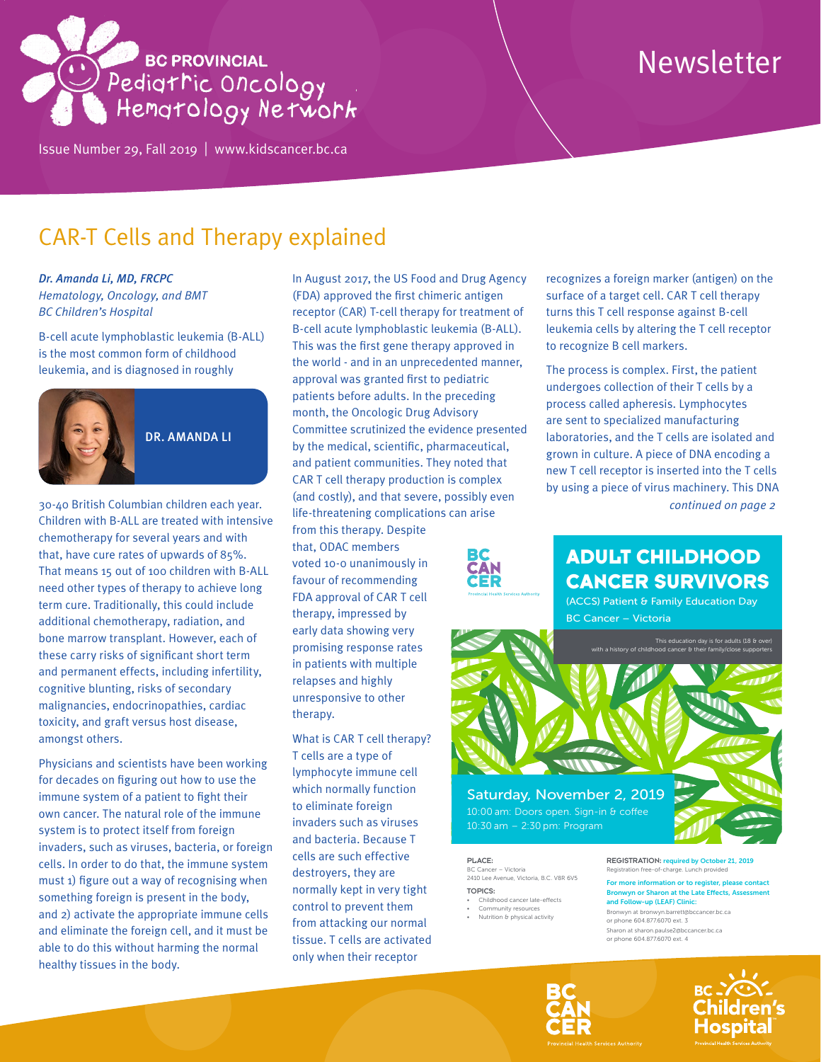# BC PROVINCIAL Pediatric Oncology Hematology Network

# Newsletter

Issue Number 29, Fall 2019 | www.kidscancer.bc.ca

## CAR-T Cells and Therapy explained

***Dr. Amanda Li, MD, FRCPC***
*Hematology, Oncology, and BMT*
*BC Children's Hospital*

B-cell acute lymphoblastic leukemia (B-ALL) is the most common form of childhood leukemia, and is diagnosed in roughly 30-40 British Columbian children each year. Children with B-ALL are treated with intensive chemotherapy for several years and with that, have cure rates of upwards of 85%. That means 15 out of 100 children with B-ALL need other types of therapy to achieve long term cure. Traditionally, this could include additional chemotherapy, radiation, and bone marrow transplant. However, each of these carry risks of significant short term and permanent effects, including infertility, cognitive blunting, risks of secondary malignancies, endocrinopathies, cardiac toxicity, and graft versus host disease, amongst others.

DR. AMANDA LI

Physicians and scientists have been working for decades on figuring out how to use the immune system of a patient to fight their own cancer. The natural role of the immune system is to protect itself from foreign invaders, such as viruses, bacteria, or foreign cells. In order to do that, the immune system must 1) figure out a way of recognising when something foreign is present in the body, and 2) activate the appropriate immune cells and eliminate the foreign cell, and it must be able to do this without harming the normal healthy tissues in the body.

In August 2017, the US Food and Drug Agency (FDA) approved the first chimeric antigen receptor (CAR) T-cell therapy for treatment of B-cell acute lymphoblastic leukemia (B-ALL). This was the first gene therapy approved in the world - and in an unprecedented manner, approval was granted first to pediatric patients before adults. In the preceding month, the Oncologic Drug Advisory Committee scrutinized the evidence presented by the medical, scientific, pharmaceutical, and patient communities. They noted that CAR T cell therapy production is complex (and costly), and that severe, possibly even life-threatening complications can arise from this therapy. Despite that, ODAC members voted 10-0 unanimously in favour of recommending FDA approval of CAR T cell therapy, impressed by early data showing very promising response rates in patients with multiple relapses and highly unresponsive to other therapy.

What is CAR T cell therapy? T cells are a type of lymphocyte immune cell which normally function to eliminate foreign invaders such as viruses and bacteria. Because T cells are such effective destroyers, they are normally kept in very tight control to prevent them from attacking our normal tissue. T cells are activated only when their receptor recognizes a foreign marker (antigen) on the surface of a target cell. CAR T cell therapy turns this T cell response against B-cell leukemia cells by altering the T cell receptor to recognize B cell markers.

The process is complex. First, the patient undergoes collection of their T cells by a process called apheresis. Lymphocytes are sent to specialized manufacturing laboratories, and the T cells are isolated and grown in culture. A piece of DNA encoding a new T cell receptor is inserted into the T cells by using a piece of virus machinery. This DNA

*continued on page 2*

---

BC CANCER
Provincial Health Services Authority

## ADULT CHILDHOOD CANCER SURVIVORS

(ACCS) Patient & Family Education Day
BC Cancer – Victoria

This education day is for adults (18 & over) with a history of childhood cancer & their family/close supporters

**Saturday, November 2, 2019**
10:00 am: Doors open. Sign-in & coffee
10:30 am – 2:30 pm: Program

**PLACE:**
BC Cancer – Victoria
2410 Lee Avenue, Victoria, B.C. V8R 6V5

**TOPICS:**
- Childhood cancer late-effects
- Community resources
- Nutrition & physical activity

**REGISTRATION: required by October 21, 2019**
Registration free-of-charge. Lunch provided

**For more information or to register, please contact Bronwyn or Sharon at the Late Effects, Assessment and Follow-up (LEAF) Clinic:**
Bronwyn at bronwyn.barrett@bccancer.bc.ca
or phone 604.877.6070 ext. 3
Sharon at sharon.paulse2@bccancer.bc.ca
or phone 604.877.6070 ext. 4

BC CANCER – Provincial Health Services Authority
BC Children's Hospital – Provincial Health Services Authority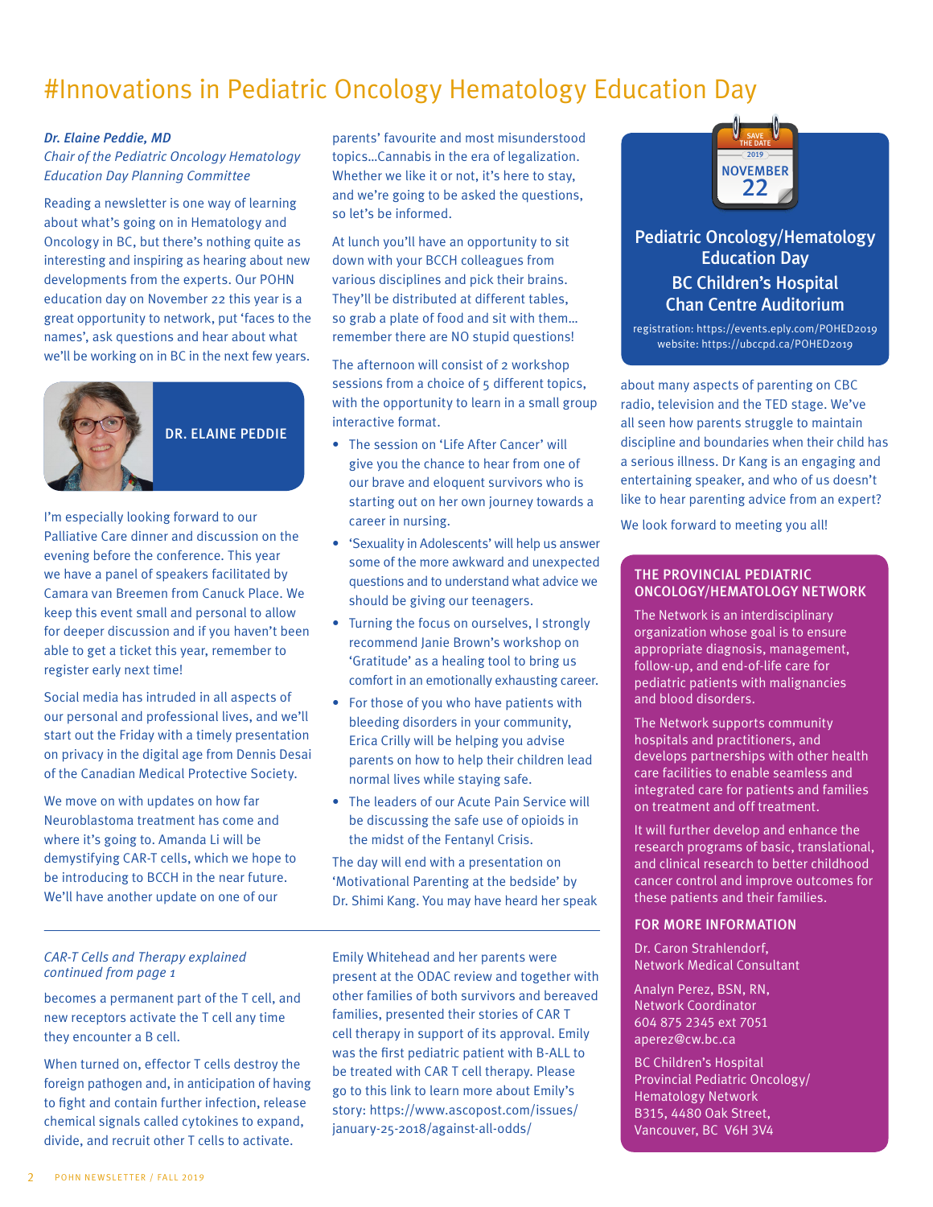# #Innovations in Pediatric Oncology Hematology Education Day

*Dr. Elaine Peddie, MD*
*Chair of the Pediatric Oncology Hematology Education Day Planning Committee*

Reading a newsletter is one way of learning about what's going on in Hematology and Oncology in BC, but there's nothing quite as interesting and inspiring as hearing about new developments from the experts. Our POHN education day on November 22 this year is a great opportunity to network, put 'faces to the names', ask questions and hear about what we'll be working on in BC in the next few years.

**DR. ELAINE PEDDIE**

I'm especially looking forward to our Palliative Care dinner and discussion on the evening before the conference. This year we have a panel of speakers facilitated by Camara van Breemen from Canuck Place. We keep this event small and personal to allow for deeper discussion and if you haven't been able to get a ticket this year, remember to register early next time!

Social media has intruded in all aspects of our personal and professional lives, and we'll start out the Friday with a timely presentation on privacy in the digital age from Dennis Desai of the Canadian Medical Protective Society.

We move on with updates on how far Neuroblastoma treatment has come and where it's going to. Amanda Li will be demystifying CAR-T cells, which we hope to be introducing to BCCH in the near future. We'll have another update on one of our parents' favourite and most misunderstood topics…Cannabis in the era of legalization. Whether we like it or not, it's here to stay, and we're going to be asked the questions, so let's be informed.

At lunch you'll have an opportunity to sit down with your BCCH colleagues from various disciplines and pick their brains. They'll be distributed at different tables, so grab a plate of food and sit with them… remember there are NO stupid questions!

The afternoon will consist of 2 workshop sessions from a choice of 5 different topics, with the opportunity to learn in a small group interactive format.

- The session on 'Life After Cancer' will give you the chance to hear from one of our brave and eloquent survivors who is starting out on her own journey towards a career in nursing.
- 'Sexuality in Adolescents' will help us answer some of the more awkward and unexpected questions and to understand what advice we should be giving our teenagers.
- Turning the focus on ourselves, I strongly recommend Janie Brown's workshop on 'Gratitude' as a healing tool to bring us comfort in an emotionally exhausting career.
- For those of you who have patients with bleeding disorders in your community, Erica Crilly will be helping you advise parents on how to help their children lead normal lives while staying safe.
- The leaders of our Acute Pain Service will be discussing the safe use of opioids in the midst of the Fentanyl Crisis.

The day will end with a presentation on 'Motivational Parenting at the bedside' by Dr. Shimi Kang. You may have heard her speak about many aspects of parenting on CBC radio, television and the TED stage. We've all seen how parents struggle to maintain discipline and boundaries when their child has a serious illness. Dr Kang is an engaging and entertaining speaker, and who of us doesn't like to hear parenting advice from an expert?

We look forward to meeting you all!

SAVE THE DATE
2019
NOVEMBER
22

**Pediatric Oncology/Hematology Education Day**
**BC Children's Hospital Chan Centre Auditorium**

registration: https://events.eply.com/POHED2019
website: https://ubccpd.ca/POHED2019

## THE PROVINCIAL PEDIATRIC ONCOLOGY/HEMATOLOGY NETWORK

The Network is an interdisciplinary organization whose goal is to ensure appropriate diagnosis, management, follow-up, and end-of-life care for pediatric patients with malignancies and blood disorders.

The Network supports community hospitals and practitioners, and develops partnerships with other health care facilities to enable seamless and integrated care for patients and families on treatment and off treatment.

It will further develop and enhance the research programs of basic, translational, and clinical research to better childhood cancer control and improve outcomes for these patients and their families.

### FOR MORE INFORMATION

Dr. Caron Strahlendorf,
Network Medical Consultant

Analyn Perez, BSN, RN,
Network Coordinator
604 875 2345 ext 7051
aperez@cw.bc.ca

BC Children's Hospital
Provincial Pediatric Oncology/
Hematology Network
B315, 4480 Oak Street,
Vancouver, BC V6H 3V4

---

*CAR-T Cells and Therapy explained*
*continued from page 1*

becomes a permanent part of the T cell, and new receptors activate the T cell any time they encounter a B cell.

When turned on, effector T cells destroy the foreign pathogen and, in anticipation of having to fight and contain further infection, release chemical signals called cytokines to expand, divide, and recruit other T cells to activate.

Emily Whitehead and her parents were present at the ODAC review and together with other families of both survivors and bereaved families, presented their stories of CAR T cell therapy in support of its approval. Emily was the first pediatric patient with B-ALL to be treated with CAR T cell therapy. Please go to this link to learn more about Emily's story: https://www.ascopost.com/issues/january-25-2018/against-all-odds/